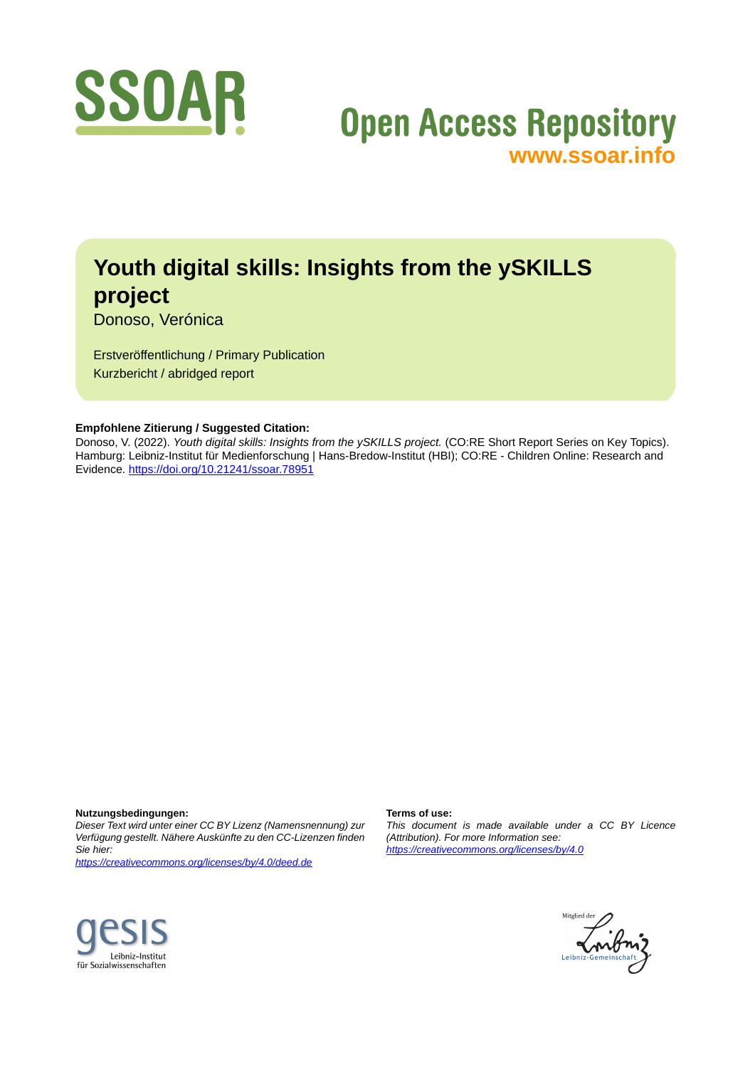SSOAR

Open Access Repository
www.ssoar.info

# Youth digital skills: Insights from the ySKILLS project

Donoso, Verónica

Erstveröffentlichung / Primary Publication
Kurzbericht / abridged report

**Empfohlene Zitierung / Suggested Citation:**
Donoso, V. (2022). *Youth digital skills: Insights from the ySKILLS project.* (CO:RE Short Report Series on Key Topics). Hamburg: Leibniz-Institut für Medienforschung | Hans-Bredow-Institut (HBI); CO:RE - Children Online: Research and Evidence. https://doi.org/10.21241/ssoar.78951

**Nutzungsbedingungen:**
*Dieser Text wird unter einer CC BY Lizenz (Namensnennung) zur Verfügung gestellt. Nähere Auskünfte zu den CC-Lizenzen finden Sie hier:*
*https://creativecommons.org/licenses/by/4.0/deed.de*

**Terms of use:**
*This document is made available under a CC BY Licence (Attribution). For more Information see:*
*https://creativecommons.org/licenses/by/4.0*

gesis Leibniz-Institut für Sozialwissenschaften

Mitglied der Leibniz-Gemeinschaft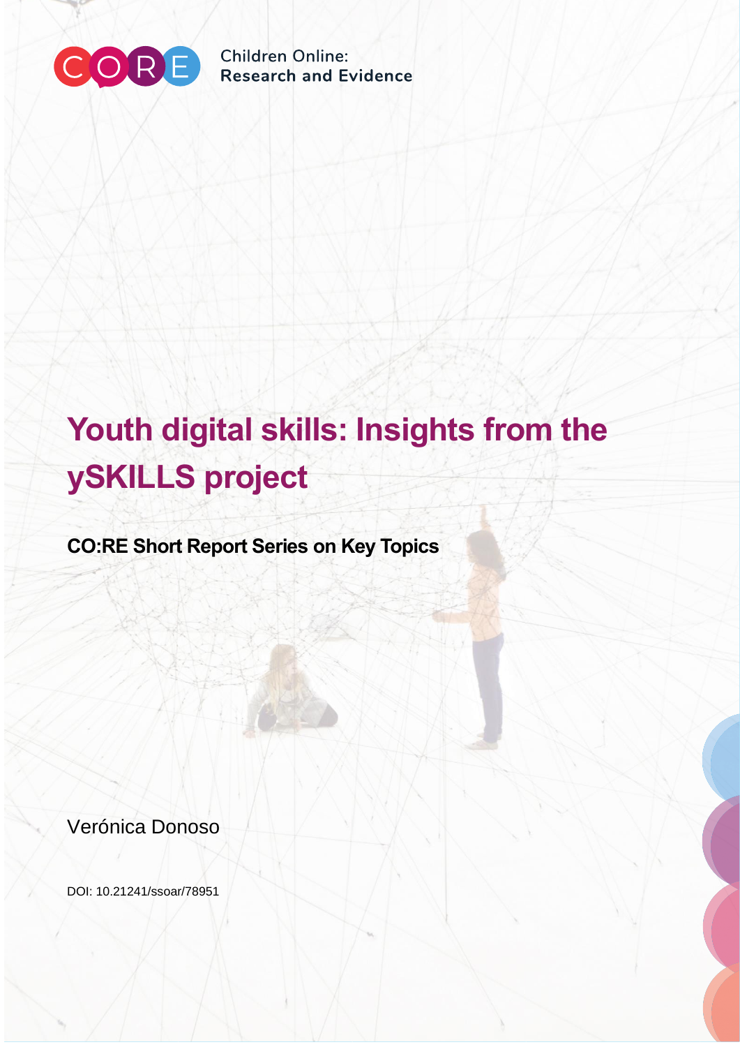Children Online: Research and Evidence

# Youth digital skills: Insights from the ySKILLS project

**CO:RE Short Report Series on Key Topics**

Verónica Donoso

DOI: 10.21241/ssoar/78951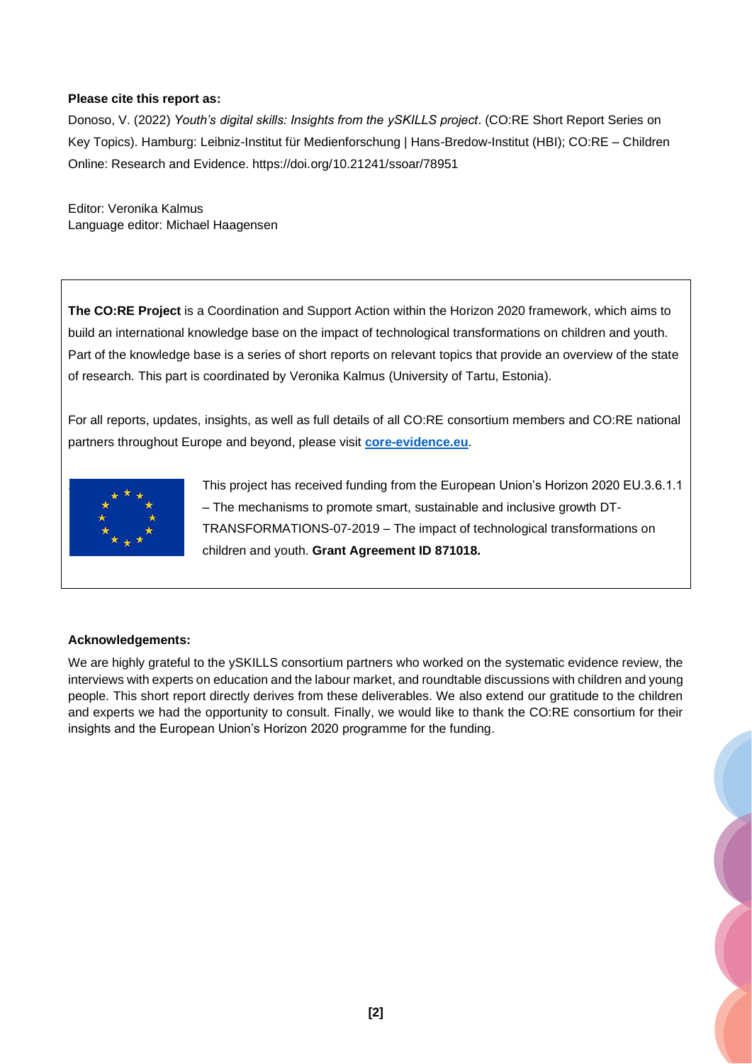**Please cite this report as:**

Donoso, V. (2022) *Youth's digital skills: Insights from the ySKILLS project*. (CO:RE Short Report Series on Key Topics). Hamburg: Leibniz-Institut für Medienforschung | Hans-Bredow-Institut (HBI); CO:RE – Children Online: Research and Evidence. https://doi.org/10.21241/ssoar/78951

Editor: Veronika Kalmus
Language editor: Michael Haagensen

**The CO:RE Project** is a Coordination and Support Action within the Horizon 2020 framework, which aims to build an international knowledge base on the impact of technological transformations on children and youth. Part of the knowledge base is a series of short reports on relevant topics that provide an overview of the state of research. This part is coordinated by Veronika Kalmus (University of Tartu, Estonia).

For all reports, updates, insights, as well as full details of all CO:RE consortium members and CO:RE national partners throughout Europe and beyond, please visit **core-evidence.eu**.

This project has received funding from the European Union's Horizon 2020 EU.3.6.1.1 – The mechanisms to promote smart, sustainable and inclusive growth DT-TRANSFORMATIONS-07-2019 – The impact of technological transformations on children and youth. **Grant Agreement ID 871018.**

**Acknowledgements:**

We are highly grateful to the ySKILLS consortium partners who worked on the systematic evidence review, the interviews with experts on education and the labour market, and roundtable discussions with children and young people. This short report directly derives from these deliverables. We also extend our gratitude to the children and experts we had the opportunity to consult. Finally, we would like to thank the CO:RE consortium for their insights and the European Union's Horizon 2020 programme for the funding.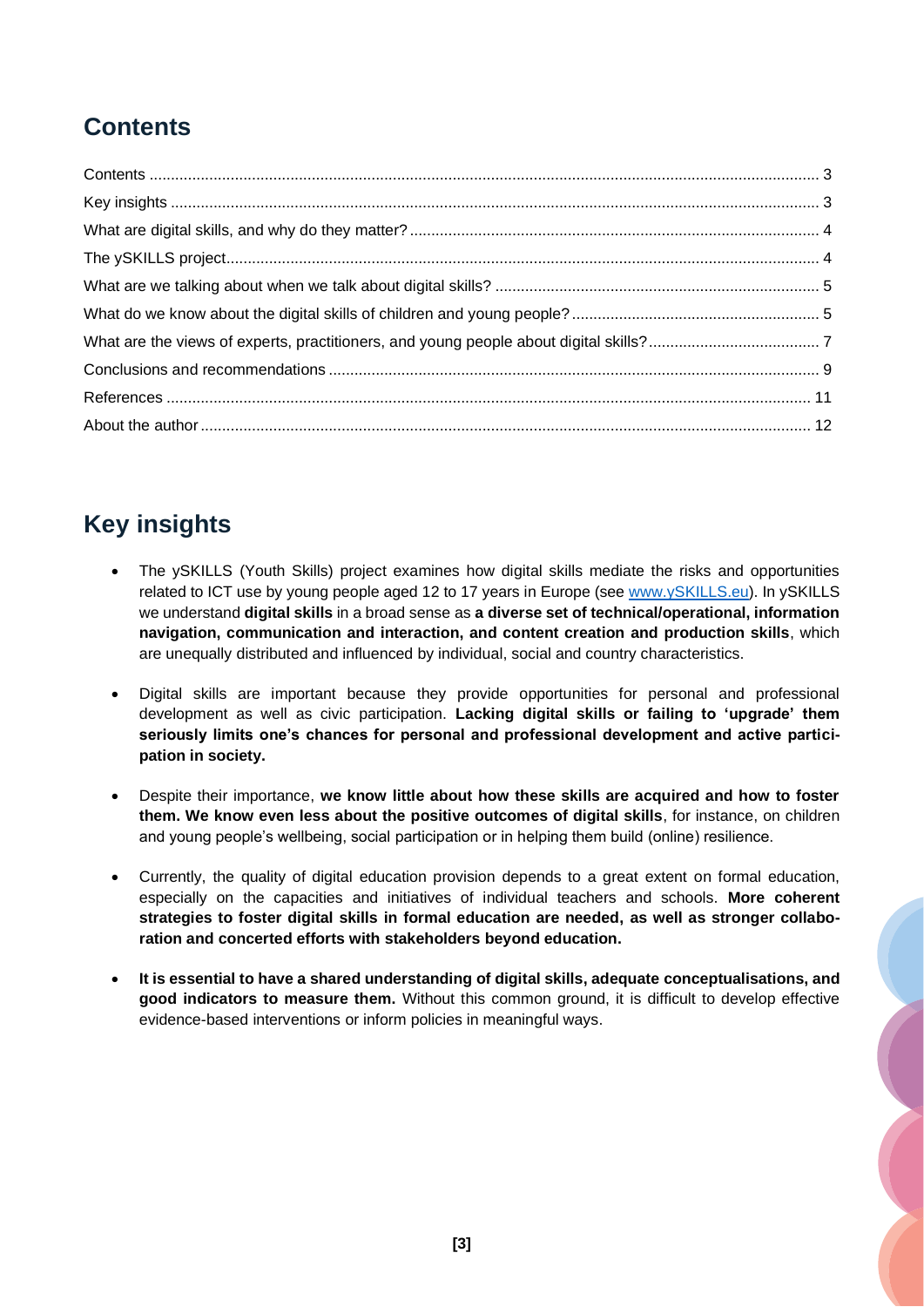## Contents

Contents ............................................................................................................................................................ 3
Key insights ........................................................................................................................................................ 3
What are digital skills, and why do they matter? ............................................................................................... 4
The ySKILLS project.......................................................................................................................................... 4
What are we talking about when we talk about digital skills? ............................................................................ 5
What do we know about the digital skills of children and young people? .......................................................... 5
What are the views of experts, practitioners, and young people about digital skills? ........................................ 7
Conclusions and recommendations ................................................................................................................... 9
References ...................................................................................................................................................... 11
About the author .............................................................................................................................................. 12

## Key insights

- The ySKILLS (Youth Skills) project examines how digital skills mediate the risks and opportunities related to ICT use by young people aged 12 to 17 years in Europe (see www.ySKILLS.eu). In ySKILLS we understand **digital skills** in a broad sense as **a diverse set of technical/operational, information navigation, communication and interaction, and content creation and production skills**, which are unequally distributed and influenced by individual, social and country characteristics.

- Digital skills are important because they provide opportunities for personal and professional development as well as civic participation. **Lacking digital skills or failing to 'upgrade' them seriously limits one's chances for personal and professional development and active participation in society.**

- Despite their importance, **we know little about how these skills are acquired and how to foster them. We know even less about the positive outcomes of digital skills**, for instance, on children and young people's wellbeing, social participation or in helping them build (online) resilience.

- Currently, the quality of digital education provision depends to a great extent on formal education, especially on the capacities and initiatives of individual teachers and schools. **More coherent strategies to foster digital skills in formal education are needed, as well as stronger collaboration and concerted efforts with stakeholders beyond education.**

- **It is essential to have a shared understanding of digital skills, adequate conceptualisations, and good indicators to measure them.** Without this common ground, it is difficult to develop effective evidence-based interventions or inform policies in meaningful ways.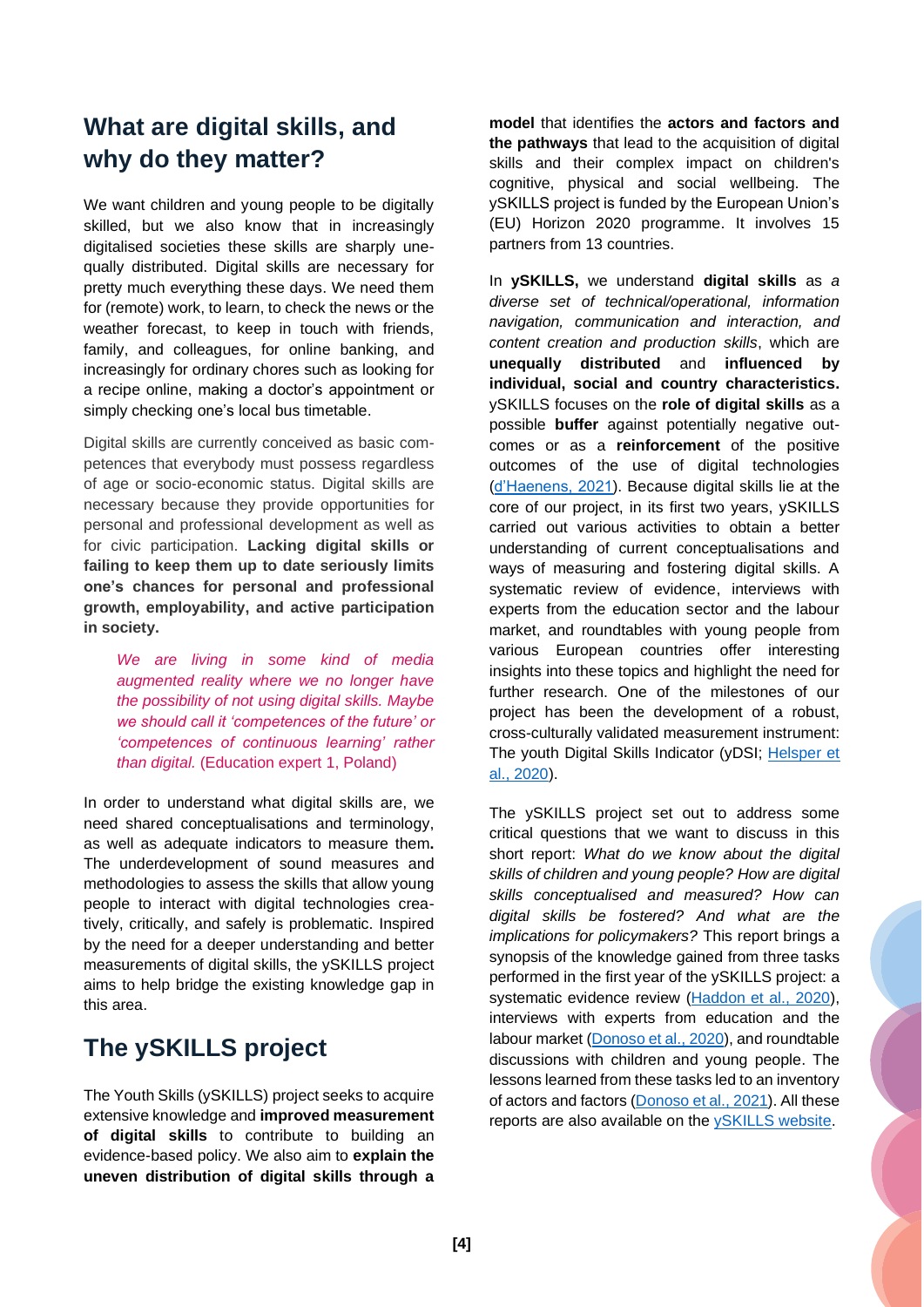## What are digital skills, and why do they matter?

We want children and young people to be digitally skilled, but we also know that in increasingly digitalised societies these skills are sharply unequally distributed. Digital skills are necessary for pretty much everything these days. We need them for (remote) work, to learn, to check the news or the weather forecast, to keep in touch with friends, family, and colleagues, for online banking, and increasingly for ordinary chores such as looking for a recipe online, making a doctor's appointment or simply checking one's local bus timetable.

Digital skills are currently conceived as basic competences that everybody must possess regardless of age or socio-economic status. Digital skills are necessary because they provide opportunities for personal and professional development as well as for civic participation. **Lacking digital skills or failing to keep them up to date seriously limits one's chances for personal and professional growth, employability, and active participation in society.**

> *We are living in some kind of media augmented reality where we no longer have the possibility of not using digital skills. Maybe we should call it 'competences of the future' or 'competences of continuous learning' rather than digital.* (Education expert 1, Poland)

In order to understand what digital skills are, we need shared conceptualisations and terminology, as well as adequate indicators to measure them**.** The underdevelopment of sound measures and methodologies to assess the skills that allow young people to interact with digital technologies creatively, critically, and safely is problematic. Inspired by the need for a deeper understanding and better measurements of digital skills, the ySKILLS project aims to help bridge the existing knowledge gap in this area.

## The ySKILLS project

The Youth Skills (ySKILLS) project seeks to acquire extensive knowledge and **improved measurement of digital skills** to contribute to building an evidence-based policy. We also aim to **explain the uneven distribution of digital skills through a model** that identifies the **actors and factors and the pathways** that lead to the acquisition of digital skills and their complex impact on children's cognitive, physical and social wellbeing. The ySKILLS project is funded by the European Union's (EU) Horizon 2020 programme. It involves 15 partners from 13 countries.

In **ySKILLS,** we understand **digital skills** as *a diverse set of technical/operational, information navigation, communication and interaction, and content creation and production skills*, which are **unequally distributed** and **influenced by individual, social and country characteristics.** ySKILLS focuses on the **role of digital skills** as a possible **buffer** against potentially negative outcomes or as a **reinforcement** of the positive outcomes of the use of digital technologies (d'Haenens, 2021). Because digital skills lie at the core of our project, in its first two years, ySKILLS carried out various activities to obtain a better understanding of current conceptualisations and ways of measuring and fostering digital skills. A systematic review of evidence, interviews with experts from the education sector and the labour market, and roundtables with young people from various European countries offer interesting insights into these topics and highlight the need for further research. One of the milestones of our project has been the development of a robust, cross-culturally validated measurement instrument: The youth Digital Skills Indicator (yDSI; Helsper et al., 2020).

The ySKILLS project set out to address some critical questions that we want to discuss in this short report: *What do we know about the digital skills of children and young people? How are digital skills conceptualised and measured? How can digital skills be fostered? And what are the implications for policymakers?* This report brings a synopsis of the knowledge gained from three tasks performed in the first year of the ySKILLS project: a systematic evidence review (Haddon et al., 2020), interviews with experts from education and the labour market (Donoso et al., 2020), and roundtable discussions with children and young people. The lessons learned from these tasks led to an inventory of actors and factors (Donoso et al., 2021). All these reports are also available on the ySKILLS website.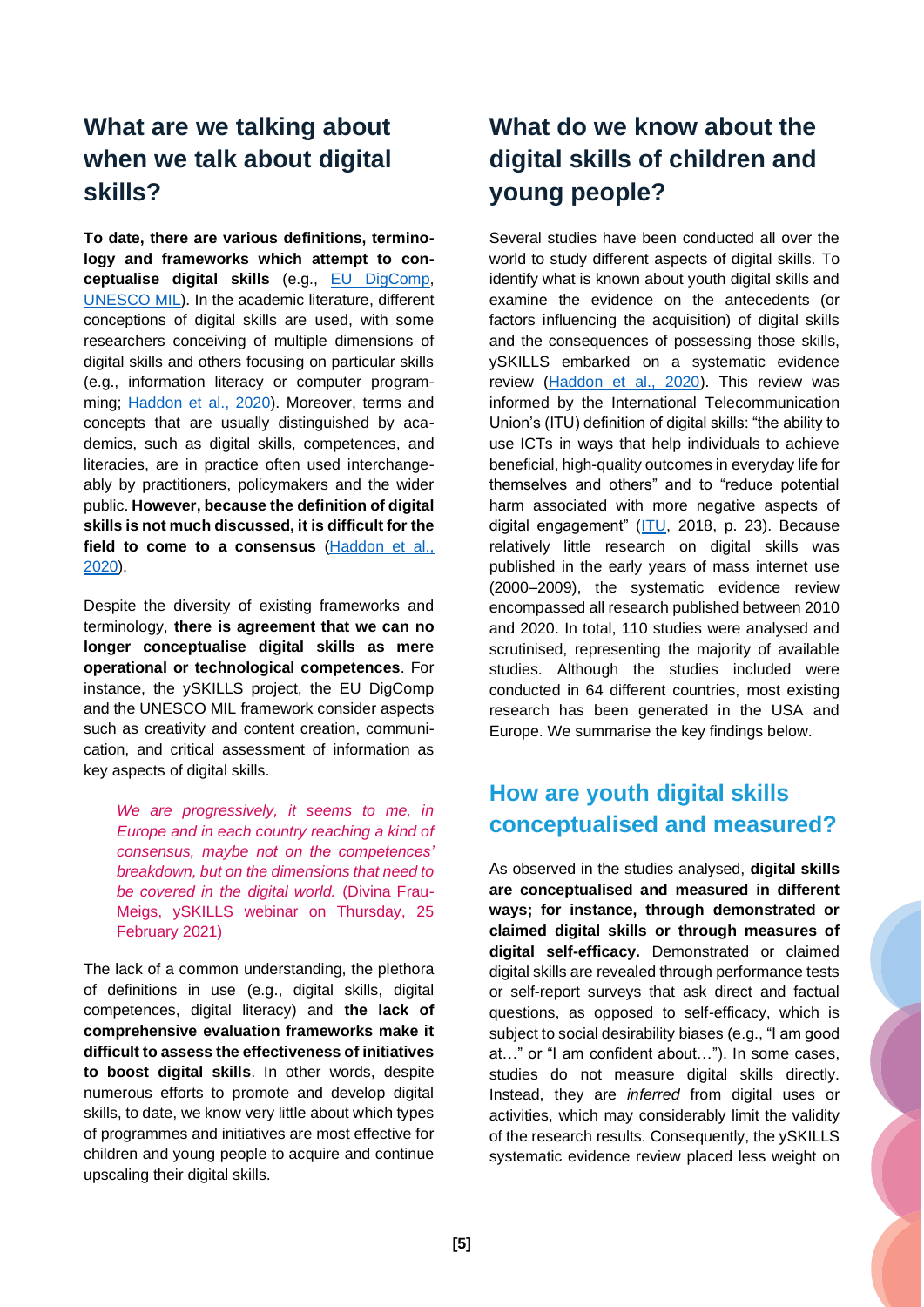## What are we talking about when we talk about digital skills?

**To date, there are various definitions, terminology and frameworks which attempt to conceptualise digital skills** (e.g., EU DigComp, UNESCO MIL). In the academic literature, different conceptions of digital skills are used, with some researchers conceiving of multiple dimensions of digital skills and others focusing on particular skills (e.g., information literacy or computer programming; Haddon et al., 2020). Moreover, terms and concepts that are usually distinguished by academics, such as digital skills, competences, and literacies, are in practice often used interchangeably by practitioners, policymakers and the wider public. **However, because the definition of digital skills is not much discussed, it is difficult for the field to come to a consensus** (Haddon et al., 2020).

Despite the diversity of existing frameworks and terminology, **there is agreement that we can no longer conceptualise digital skills as mere operational or technological competences**. For instance, the ySKILLS project, the EU DigComp and the UNESCO MIL framework consider aspects such as creativity and content creation, communication, and critical assessment of information as key aspects of digital skills.

> *We are progressively, it seems to me, in Europe and in each country reaching a kind of consensus, maybe not on the competences' breakdown, but on the dimensions that need to be covered in the digital world.* (Divina Frau-Meigs, ySKILLS webinar on Thursday, 25 February 2021)

The lack of a common understanding, the plethora of definitions in use (e.g., digital skills, digital competences, digital literacy) and **the lack of comprehensive evaluation frameworks make it difficult to assess the effectiveness of initiatives to boost digital skills**. In other words, despite numerous efforts to promote and develop digital skills, to date, we know very little about which types of programmes and initiatives are most effective for children and young people to acquire and continue upscaling their digital skills.

## What do we know about the digital skills of children and young people?

Several studies have been conducted all over the world to study different aspects of digital skills. To identify what is known about youth digital skills and examine the evidence on the antecedents (or factors influencing the acquisition) of digital skills and the consequences of possessing those skills, ySKILLS embarked on a systematic evidence review (Haddon et al., 2020). This review was informed by the International Telecommunication Union's (ITU) definition of digital skills: "the ability to use ICTs in ways that help individuals to achieve beneficial, high-quality outcomes in everyday life for themselves and others" and to "reduce potential harm associated with more negative aspects of digital engagement" (ITU, 2018, p. 23). Because relatively little research on digital skills was published in the early years of mass internet use (2000–2009), the systematic evidence review encompassed all research published between 2010 and 2020. In total, 110 studies were analysed and scrutinised, representing the majority of available studies. Although the studies included were conducted in 64 different countries, most existing research has been generated in the USA and Europe. We summarise the key findings below.

### How are youth digital skills conceptualised and measured?

As observed in the studies analysed, **digital skills are conceptualised and measured in different ways; for instance, through demonstrated or claimed digital skills or through measures of digital self-efficacy.** Demonstrated or claimed digital skills are revealed through performance tests or self-report surveys that ask direct and factual questions, as opposed to self-efficacy, which is subject to social desirability biases (e.g., "I am good at…" or "I am confident about…"). In some cases, studies do not measure digital skills directly. Instead, they are *inferred* from digital uses or activities, which may considerably limit the validity of the research results. Consequently, the ySKILLS systematic evidence review placed less weight on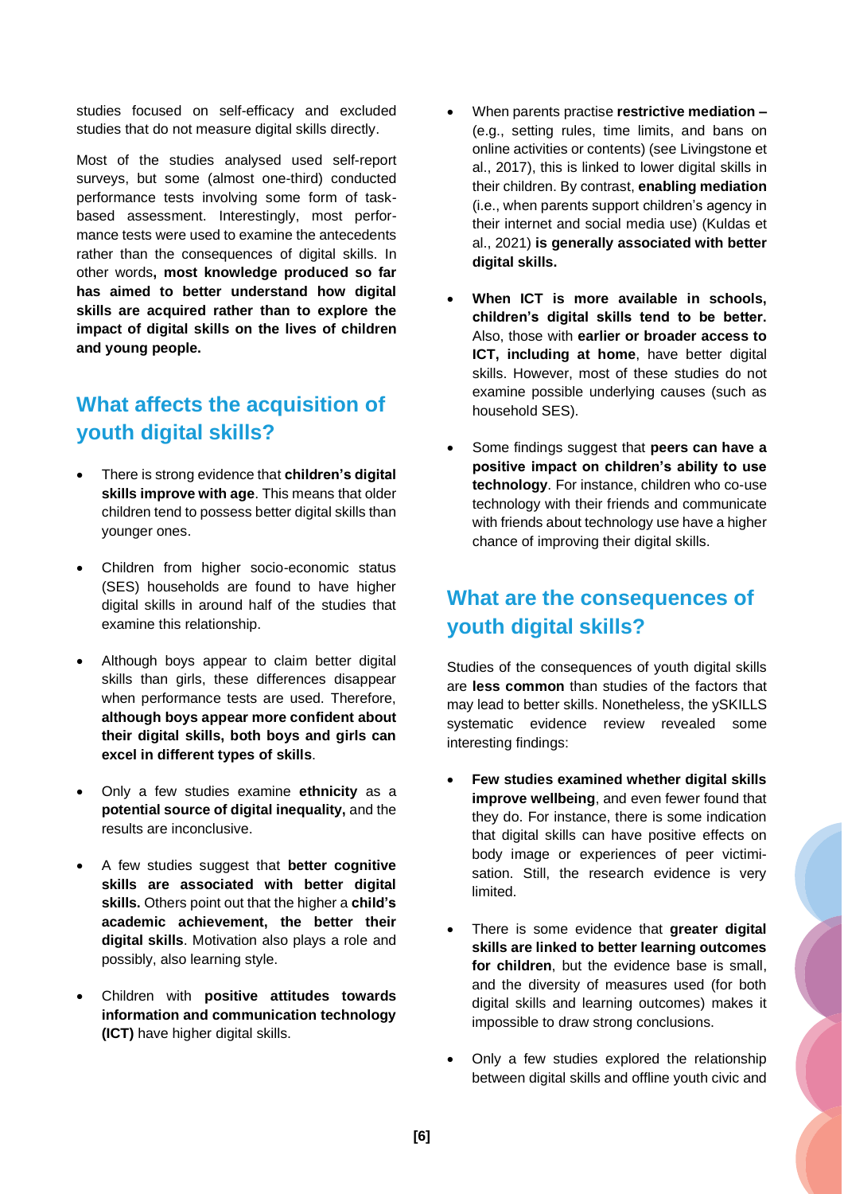studies focused on self-efficacy and excluded studies that do not measure digital skills directly.

Most of the studies analysed used self-report surveys, but some (almost one-third) conducted performance tests involving some form of task-based assessment. Interestingly, most performance tests were used to examine the antecedents rather than the consequences of digital skills. In other words**, most knowledge produced so far has aimed to better understand how digital skills are acquired rather than to explore the impact of digital skills on the lives of children and young people.**

## What affects the acquisition of youth digital skills?

- There is strong evidence that **children's digital skills improve with age**. This means that older children tend to possess better digital skills than younger ones.
- Children from higher socio-economic status (SES) households are found to have higher digital skills in around half of the studies that examine this relationship.
- Although boys appear to claim better digital skills than girls, these differences disappear when performance tests are used. Therefore, **although boys appear more confident about their digital skills, both boys and girls can excel in different types of skills**.
- Only a few studies examine **ethnicity** as a **potential source of digital inequality,** and the results are inconclusive.
- A few studies suggest that **better cognitive skills are associated with better digital skills.** Others point out that the higher a **child's academic achievement, the better their digital skills**. Motivation also plays a role and possibly, also learning style.
- Children with **positive attitudes towards information and communication technology (ICT)** have higher digital skills.
- When parents practise **restrictive mediation –** (e.g., setting rules, time limits, and bans on online activities or contents) (see Livingstone et al., 2017), this is linked to lower digital skills in their children. By contrast, **enabling mediation** (i.e., when parents support children's agency in their internet and social media use) (Kuldas et al., 2021) **is generally associated with better digital skills.**
- **When ICT is more available in schools, children's digital skills tend to be better.** Also, those with **earlier or broader access to ICT, including at home**, have better digital skills. However, most of these studies do not examine possible underlying causes (such as household SES).
- Some findings suggest that **peers can have a positive impact on children's ability to use technology**. For instance, children who co-use technology with their friends and communicate with friends about technology use have a higher chance of improving their digital skills.

## What are the consequences of youth digital skills?

Studies of the consequences of youth digital skills are **less common** than studies of the factors that may lead to better skills. Nonetheless, the ySKILLS systematic evidence review revealed some interesting findings:

- **Few studies examined whether digital skills improve wellbeing**, and even fewer found that they do. For instance, there is some indication that digital skills can have positive effects on body image or experiences of peer victimisation. Still, the research evidence is very limited.
- There is some evidence that **greater digital skills are linked to better learning outcomes for children**, but the evidence base is small, and the diversity of measures used (for both digital skills and learning outcomes) makes it impossible to draw strong conclusions.
- Only a few studies explored the relationship between digital skills and offline youth civic and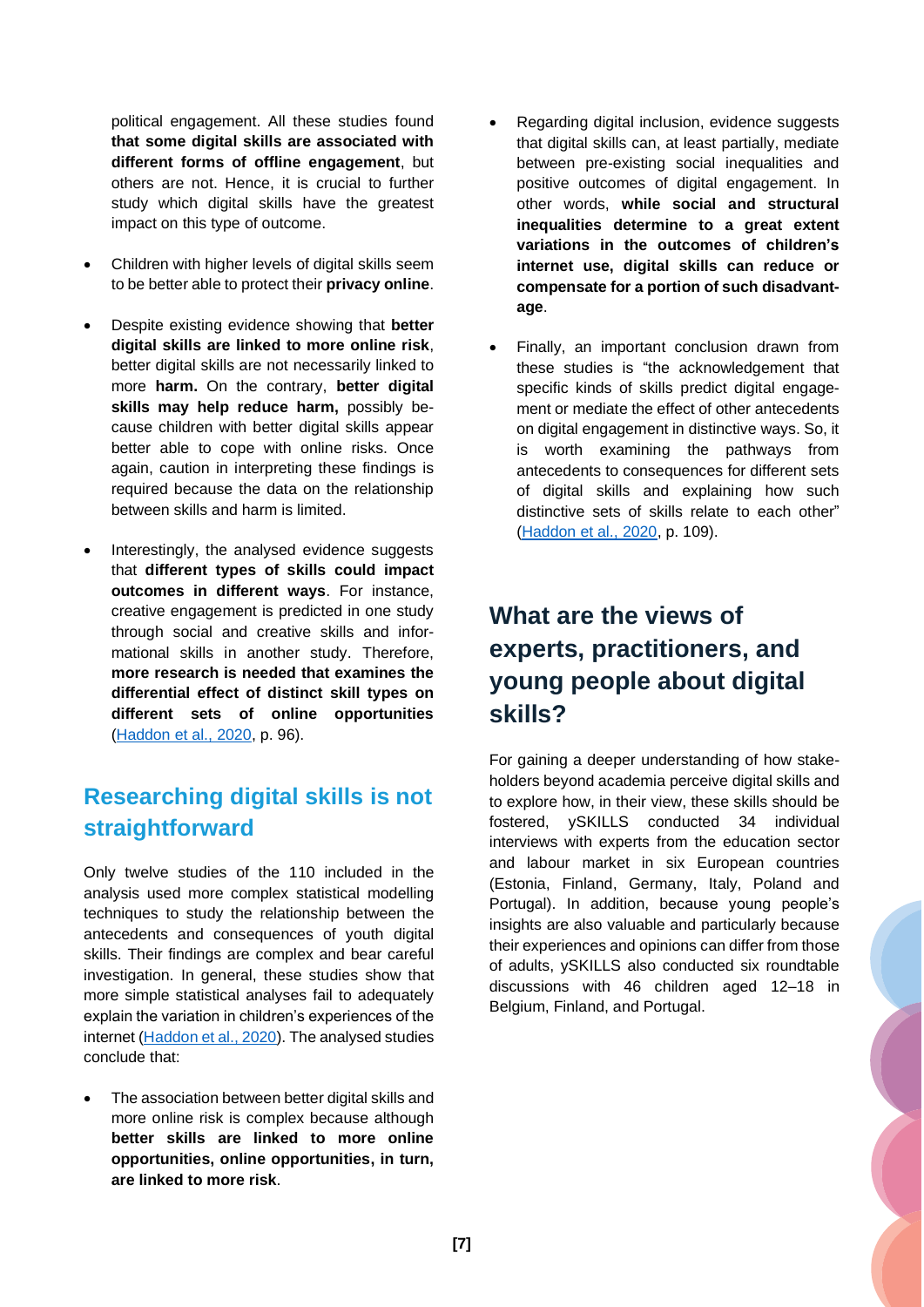political engagement. All these studies found **that some digital skills are associated with different forms of offline engagement**, but others are not. Hence, it is crucial to further study which digital skills have the greatest impact on this type of outcome.

- Children with higher levels of digital skills seem to be better able to protect their **privacy online**.
- Despite existing evidence showing that **better digital skills are linked to more online risk**, better digital skills are not necessarily linked to more **harm.** On the contrary, **better digital skills may help reduce harm,** possibly because children with better digital skills appear better able to cope with online risks. Once again, caution in interpreting these findings is required because the data on the relationship between skills and harm is limited.
- Interestingly, the analysed evidence suggests that **different types of skills could impact outcomes in different ways**. For instance, creative engagement is predicted in one study through social and creative skills and informational skills in another study. Therefore, **more research is needed that examines the differential effect of distinct skill types on different sets of online opportunities** (Haddon et al., 2020, p. 96).

## Researching digital skills is not straightforward

Only twelve studies of the 110 included in the analysis used more complex statistical modelling techniques to study the relationship between the antecedents and consequences of youth digital skills. Their findings are complex and bear careful investigation. In general, these studies show that more simple statistical analyses fail to adequately explain the variation in children's experiences of the internet (Haddon et al., 2020). The analysed studies conclude that:

- The association between better digital skills and more online risk is complex because although **better skills are linked to more online opportunities, online opportunities, in turn, are linked to more risk**.
- Regarding digital inclusion, evidence suggests that digital skills can, at least partially, mediate between pre-existing social inequalities and positive outcomes of digital engagement. In other words, **while social and structural inequalities determine to a great extent variations in the outcomes of children's internet use, digital skills can reduce or compensate for a portion of such disadvantage**.
- Finally, an important conclusion drawn from these studies is "the acknowledgement that specific kinds of skills predict digital engagement or mediate the effect of other antecedents on digital engagement in distinctive ways. So, it is worth examining the pathways from antecedents to consequences for different sets of digital skills and explaining how such distinctive sets of skills relate to each other" (Haddon et al., 2020, p. 109).

## What are the views of experts, practitioners, and young people about digital skills?

For gaining a deeper understanding of how stakeholders beyond academia perceive digital skills and to explore how, in their view, these skills should be fostered, ySKILLS conducted 34 individual interviews with experts from the education sector and labour market in six European countries (Estonia, Finland, Germany, Italy, Poland and Portugal). In addition, because young people's insights are also valuable and particularly because their experiences and opinions can differ from those of adults, ySKILLS also conducted six roundtable discussions with 46 children aged 12–18 in Belgium, Finland, and Portugal.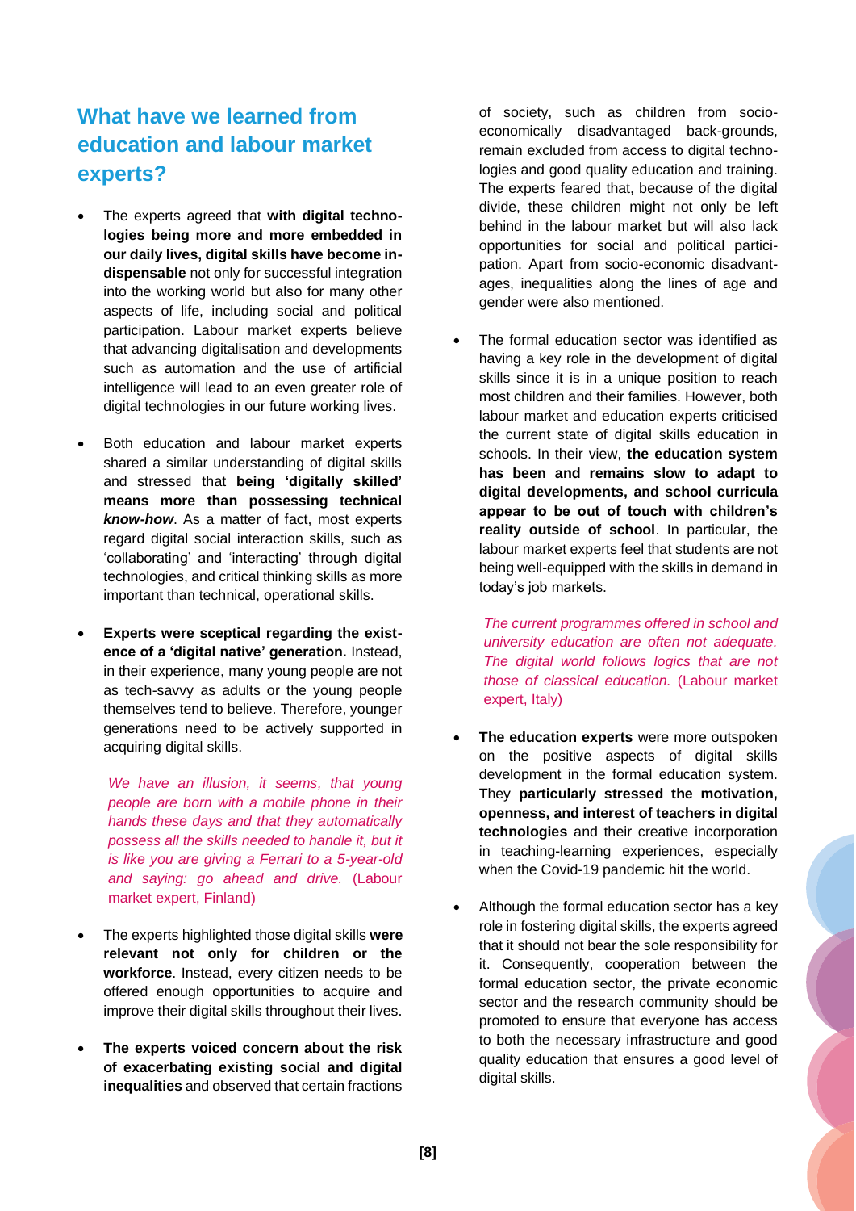## What have we learned from education and labour market experts?

- The experts agreed that **with digital technologies being more and more embedded in our daily lives, digital skills have become indispensable** not only for successful integration into the working world but also for many other aspects of life, including social and political participation. Labour market experts believe that advancing digitalisation and developments such as automation and the use of artificial intelligence will lead to an even greater role of digital technologies in our future working lives.

- Both education and labour market experts shared a similar understanding of digital skills and stressed that **being 'digitally skilled' means more than possessing technical *know-how***. As a matter of fact, most experts regard digital social interaction skills, such as 'collaborating' and 'interacting' through digital technologies, and critical thinking skills as more important than technical, operational skills.

- **Experts were sceptical regarding the existence of a 'digital native' generation.** Instead, in their experience, many young people are not as tech-savvy as adults or the young people themselves tend to believe. Therefore, younger generations need to be actively supported in acquiring digital skills.

  *We have an illusion, it seems, that young people are born with a mobile phone in their hands these days and that they automatically possess all the skills needed to handle it, but it is like you are giving a Ferrari to a 5-year-old and saying: go ahead and drive.* (Labour market expert, Finland)

- The experts highlighted those digital skills **were relevant not only for children or the workforce**. Instead, every citizen needs to be offered enough opportunities to acquire and improve their digital skills throughout their lives.

- **The experts voiced concern about the risk of exacerbating existing social and digital inequalities** and observed that certain fractions of society, such as children from socio-economically disadvantaged back-grounds, remain excluded from access to digital technologies and good quality education and training. The experts feared that, because of the digital divide, these children might not only be left behind in the labour market but will also lack opportunities for social and political participation. Apart from socio-economic disadvantages, inequalities along the lines of age and gender were also mentioned.

- The formal education sector was identified as having a key role in the development of digital skills since it is in a unique position to reach most children and their families. However, both labour market and education experts criticised the current state of digital skills education in schools. In their view, **the education system has been and remains slow to adapt to digital developments, and school curricula appear to be out of touch with children's reality outside of school**. In particular, the labour market experts feel that students are not being well-equipped with the skills in demand in today's job markets.

  *The current programmes offered in school and university education are often not adequate. The digital world follows logics that are not those of classical education.* (Labour market expert, Italy)

- **The education experts** were more outspoken on the positive aspects of digital skills development in the formal education system. They **particularly stressed the motivation, openness, and interest of teachers in digital technologies** and their creative incorporation in teaching-learning experiences, especially when the Covid-19 pandemic hit the world.

- Although the formal education sector has a key role in fostering digital skills, the experts agreed that it should not bear the sole responsibility for it. Consequently, cooperation between the formal education sector, the private economic sector and the research community should be promoted to ensure that everyone has access to both the necessary infrastructure and good quality education that ensures a good level of digital skills.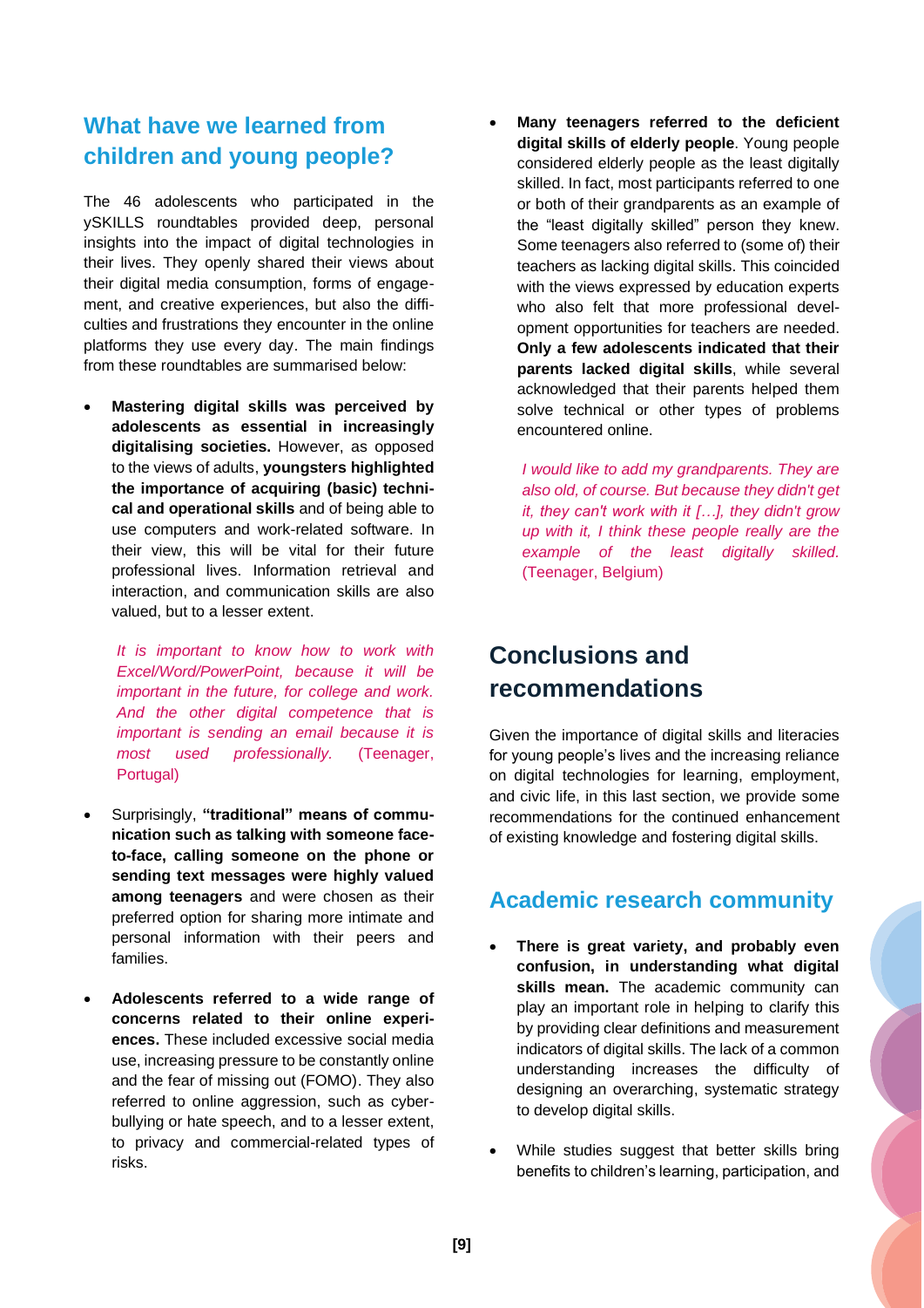## What have we learned from children and young people?

The 46 adolescents who participated in the ySKILLS roundtables provided deep, personal insights into the impact of digital technologies in their lives. They openly shared their views about their digital media consumption, forms of engagement, and creative experiences, but also the difficulties and frustrations they encounter in the online platforms they use every day. The main findings from these roundtables are summarised below:

- **Mastering digital skills was perceived by adolescents as essential in increasingly digitalising societies.** However, as opposed to the views of adults, **youngsters highlighted the importance of acquiring (basic) technical and operational skills** and of being able to use computers and work-related software. In their view, this will be vital for their future professional lives. Information retrieval and interaction, and communication skills are also valued, but to a lesser extent.

  *It is important to know how to work with Excel/Word/PowerPoint, because it will be important in the future, for college and work. And the other digital competence that is important is sending an email because it is most used professionally.* (Teenager, Portugal)

- Surprisingly, **"traditional" means of communication such as talking with someone face-to-face, calling someone on the phone or sending text messages were highly valued among teenagers** and were chosen as their preferred option for sharing more intimate and personal information with their peers and families.

- **Adolescents referred to a wide range of concerns related to their online experiences.** These included excessive social media use, increasing pressure to be constantly online and the fear of missing out (FOMO). They also referred to online aggression, such as cyberbullying or hate speech, and to a lesser extent, to privacy and commercial-related types of risks.

- **Many teenagers referred to the deficient digital skills of elderly people**. Young people considered elderly people as the least digitally skilled. In fact, most participants referred to one or both of their grandparents as an example of the "least digitally skilled" person they knew. Some teenagers also referred to (some of) their teachers as lacking digital skills. This coincided with the views expressed by education experts who also felt that more professional development opportunities for teachers are needed. **Only a few adolescents indicated that their parents lacked digital skills**, while several acknowledged that their parents helped them solve technical or other types of problems encountered online.

  *I would like to add my grandparents. They are also old, of course. But because they didn't get it, they can't work with it […], they didn't grow up with it, I think these people really are the example of the least digitally skilled.* (Teenager, Belgium)

# Conclusions and recommendations

Given the importance of digital skills and literacies for young people's lives and the increasing reliance on digital technologies for learning, employment, and civic life, in this last section, we provide some recommendations for the continued enhancement of existing knowledge and fostering digital skills.

## Academic research community

- **There is great variety, and probably even confusion, in understanding what digital skills mean.** The academic community can play an important role in helping to clarify this by providing clear definitions and measurement indicators of digital skills. The lack of a common understanding increases the difficulty of designing an overarching, systematic strategy to develop digital skills.

- While studies suggest that better skills bring benefits to children's learning, participation, and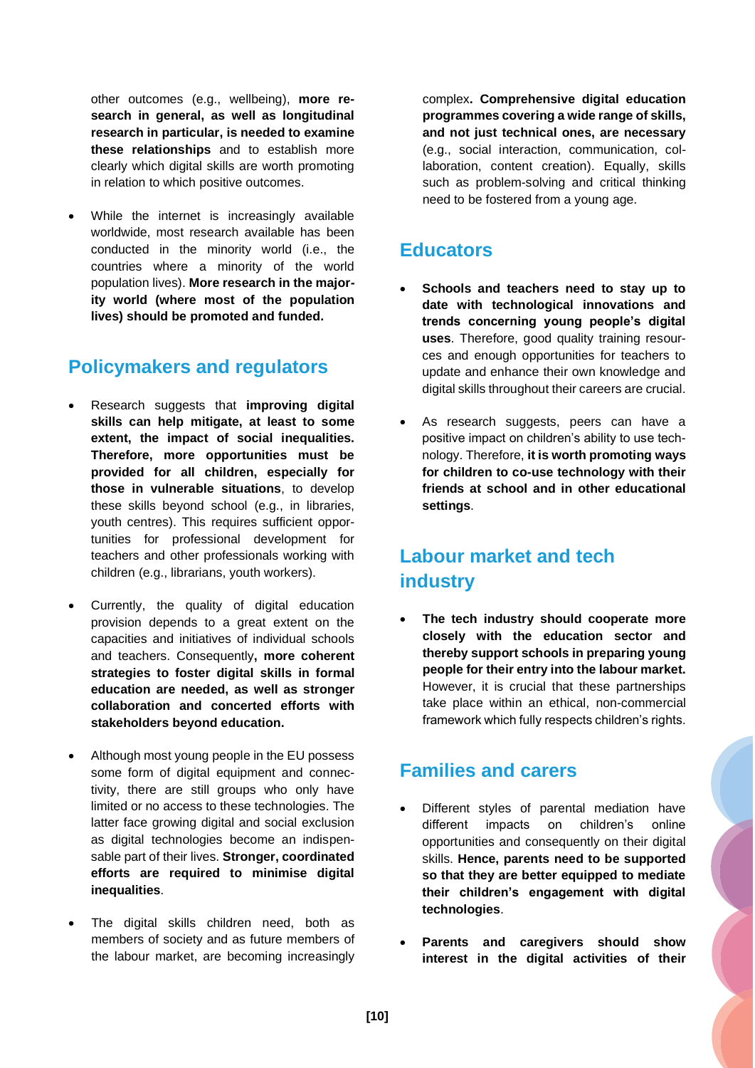other outcomes (e.g., wellbeing), **more research in general, as well as longitudinal research in particular, is needed to examine these relationships** and to establish more clearly which digital skills are worth promoting in relation to which positive outcomes.

- While the internet is increasingly available worldwide, most research available has been conducted in the minority world (i.e., the countries where a minority of the world population lives). **More research in the majority world (where most of the population lives) should be promoted and funded.**

## Policymakers and regulators

- Research suggests that **improving digital skills can help mitigate, at least to some extent, the impact of social inequalities. Therefore, more opportunities must be provided for all children, especially for those in vulnerable situations**, to develop these skills beyond school (e.g., in libraries, youth centres). This requires sufficient opportunities for professional development for teachers and other professionals working with children (e.g., librarians, youth workers).

- Currently, the quality of digital education provision depends to a great extent on the capacities and initiatives of individual schools and teachers. Consequently**, more coherent strategies to foster digital skills in formal education are needed, as well as stronger collaboration and concerted efforts with stakeholders beyond education.**

- Although most young people in the EU possess some form of digital equipment and connectivity, there are still groups who only have limited or no access to these technologies. The latter face growing digital and social exclusion as digital technologies become an indispensable part of their lives. **Stronger, coordinated efforts are required to minimise digital inequalities**.

- The digital skills children need, both as members of society and as future members of the labour market, are becoming increasingly complex**. Comprehensive digital education programmes covering a wide range of skills, and not just technical ones, are necessary** (e.g., social interaction, communication, collaboration, content creation). Equally, skills such as problem-solving and critical thinking need to be fostered from a young age.

## Educators

- **Schools and teachers need to stay up to date with technological innovations and trends concerning young people's digital uses**. Therefore, good quality training resources and enough opportunities for teachers to update and enhance their own knowledge and digital skills throughout their careers are crucial.

- As research suggests, peers can have a positive impact on children's ability to use technology. Therefore, **it is worth promoting ways for children to co-use technology with their friends at school and in other educational settings**.

## Labour market and tech industry

- **The tech industry should cooperate more closely with the education sector and thereby support schools in preparing young people for their entry into the labour market.** However, it is crucial that these partnerships take place within an ethical, non-commercial framework which fully respects children's rights.

## Families and carers

- Different styles of parental mediation have different impacts on children's online opportunities and consequently on their digital skills. **Hence, parents need to be supported so that they are better equipped to mediate their children's engagement with digital technologies**.

- **Parents and caregivers should show interest in the digital activities of their**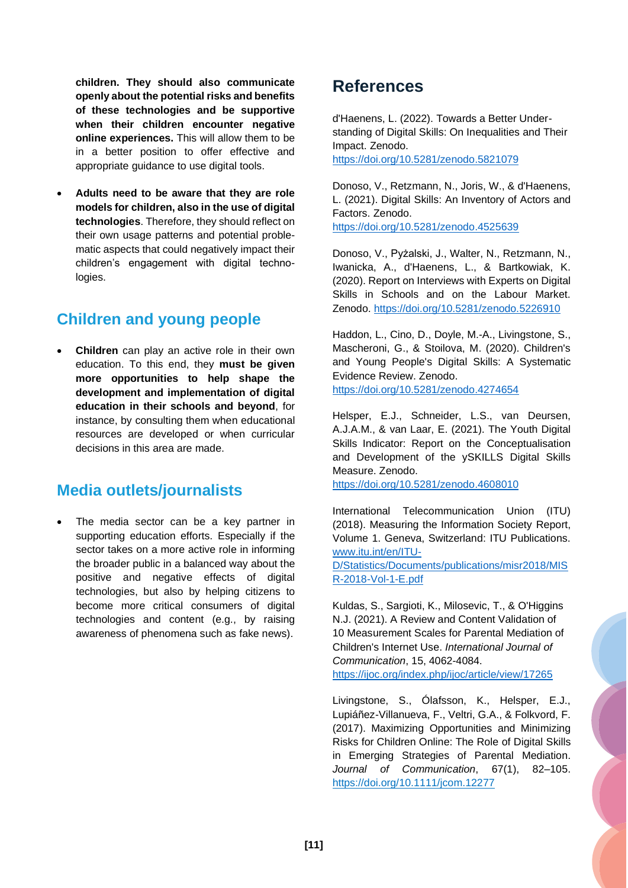**children. They should also communicate openly about the potential risks and benefits of these technologies and be supportive when their children encounter negative online experiences.** This will allow them to be in a better position to offer effective and appropriate guidance to use digital tools.

- **Adults need to be aware that they are role models for children, also in the use of digital technologies**. Therefore, they should reflect on their own usage patterns and potential problematic aspects that could negatively impact their children's engagement with digital technologies.

## Children and young people

- **Children** can play an active role in their own education. To this end, they **must be given more opportunities to help shape the development and implementation of digital education in their schools and beyond**, for instance, by consulting them when educational resources are developed or when curricular decisions in this area are made.

## Media outlets/journalists

- The media sector can be a key partner in supporting education efforts. Especially if the sector takes on a more active role in informing the broader public in a balanced way about the positive and negative effects of digital technologies, but also by helping citizens to become more critical consumers of digital technologies and content (e.g., by raising awareness of phenomena such as fake news).

# References

d'Haenens, L. (2022). Towards a Better Understanding of Digital Skills: On Inequalities and Their Impact. Zenodo. https://doi.org/10.5281/zenodo.5821079

Donoso, V., Retzmann, N., Joris, W., & d'Haenens, L. (2021). Digital Skills: An Inventory of Actors and Factors. Zenodo. https://doi.org/10.5281/zenodo.4525639

Donoso, V., Pyżalski, J., Walter, N., Retzmann, N., Iwanicka, A., d'Haenens, L., & Bartkowiak, K. (2020). Report on Interviews with Experts on Digital Skills in Schools and on the Labour Market. Zenodo. https://doi.org/10.5281/zenodo.5226910

Haddon, L., Cino, D., Doyle, M.-A., Livingstone, S., Mascheroni, G., & Stoilova, M. (2020). Children's and Young People's Digital Skills: A Systematic Evidence Review. Zenodo. https://doi.org/10.5281/zenodo.4274654

Helsper, E.J., Schneider, L.S., van Deursen, A.J.A.M., & van Laar, E. (2021). The Youth Digital Skills Indicator: Report on the Conceptualisation and Development of the ySKILLS Digital Skills Measure. Zenodo. https://doi.org/10.5281/zenodo.4608010

International Telecommunication Union (ITU) (2018). Measuring the Information Society Report, Volume 1. Geneva, Switzerland: ITU Publications. www.itu.int/en/ITU-D/Statistics/Documents/publications/misr2018/MISR-2018-Vol-1-E.pdf

Kuldas, S., Sargioti, K., Milosevic, T., & O'Higgins N.J. (2021). A Review and Content Validation of 10 Measurement Scales for Parental Mediation of Children's Internet Use. *International Journal of Communication*, 15, 4062-4084. https://ijoc.org/index.php/ijoc/article/view/17265

Livingstone, S., Ólafsson, K., Helsper, E.J., Lupiáñez-Villanueva, F., Veltri, G.A., & Folkvord, F. (2017). Maximizing Opportunities and Minimizing Risks for Children Online: The Role of Digital Skills in Emerging Strategies of Parental Mediation. *Journal of Communication*, 67(1), 82–105. https://doi.org/10.1111/jcom.12277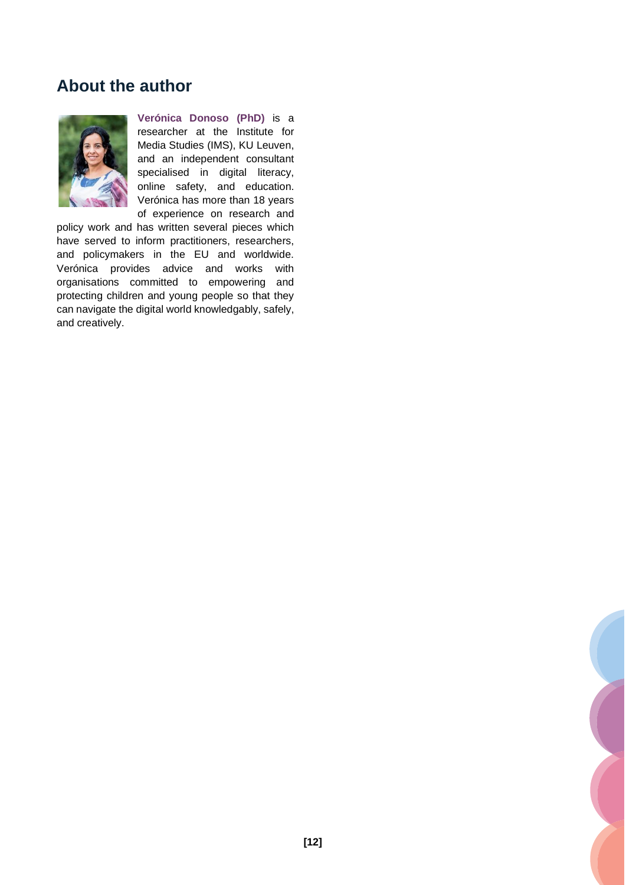## About the author

**Verónica Donoso (PhD)** is a researcher at the Institute for Media Studies (IMS), KU Leuven, and an independent consultant specialised in digital literacy, online safety, and education. Verónica has more than 18 years of experience on research and policy work and has written several pieces which have served to inform practitioners, researchers, and policymakers in the EU and worldwide. Verónica provides advice and works with organisations committed to empowering and protecting children and young people so that they can navigate the digital world knowledgably, safely, and creatively.